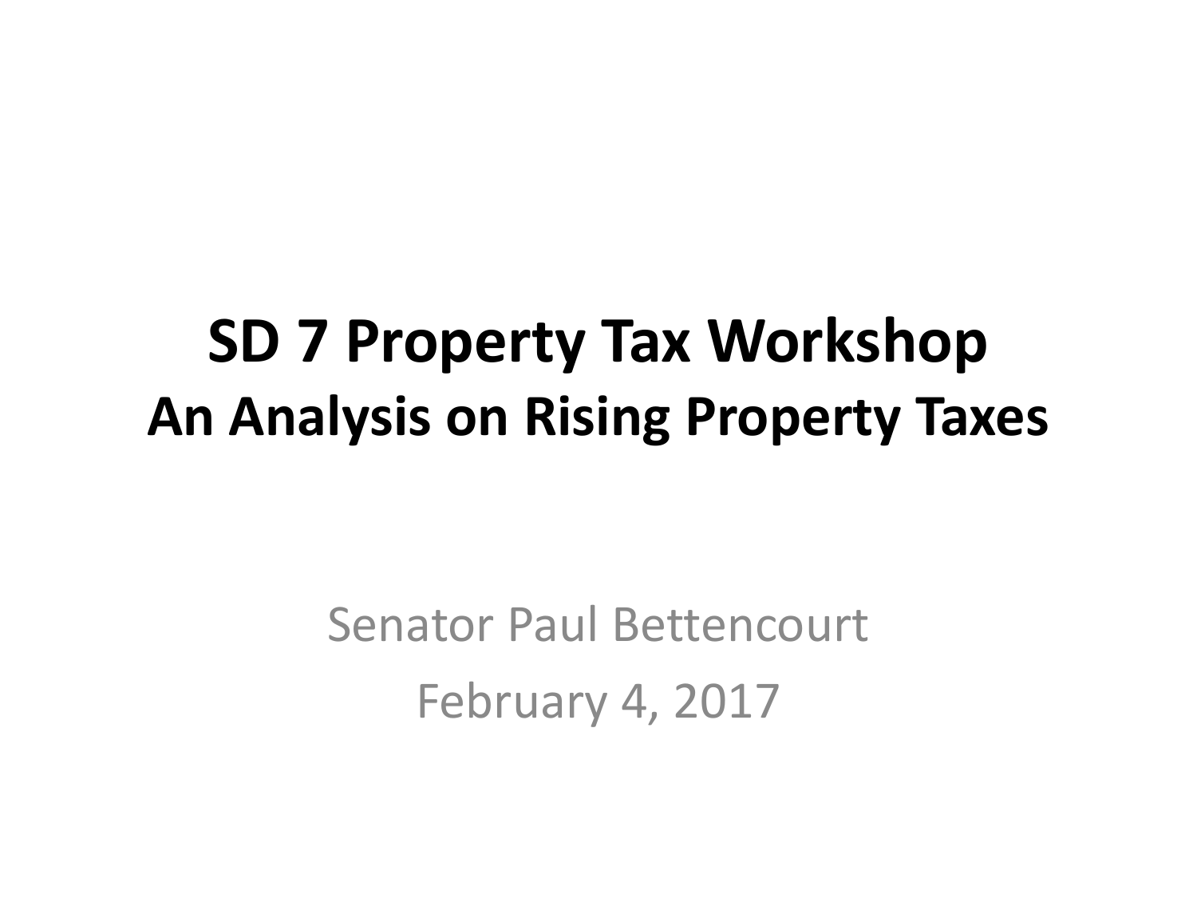# SD 7 Property Tax Workshop
## An Analysis on Rising Property Taxes

Senator Paul Bettencourt

February 4, 2017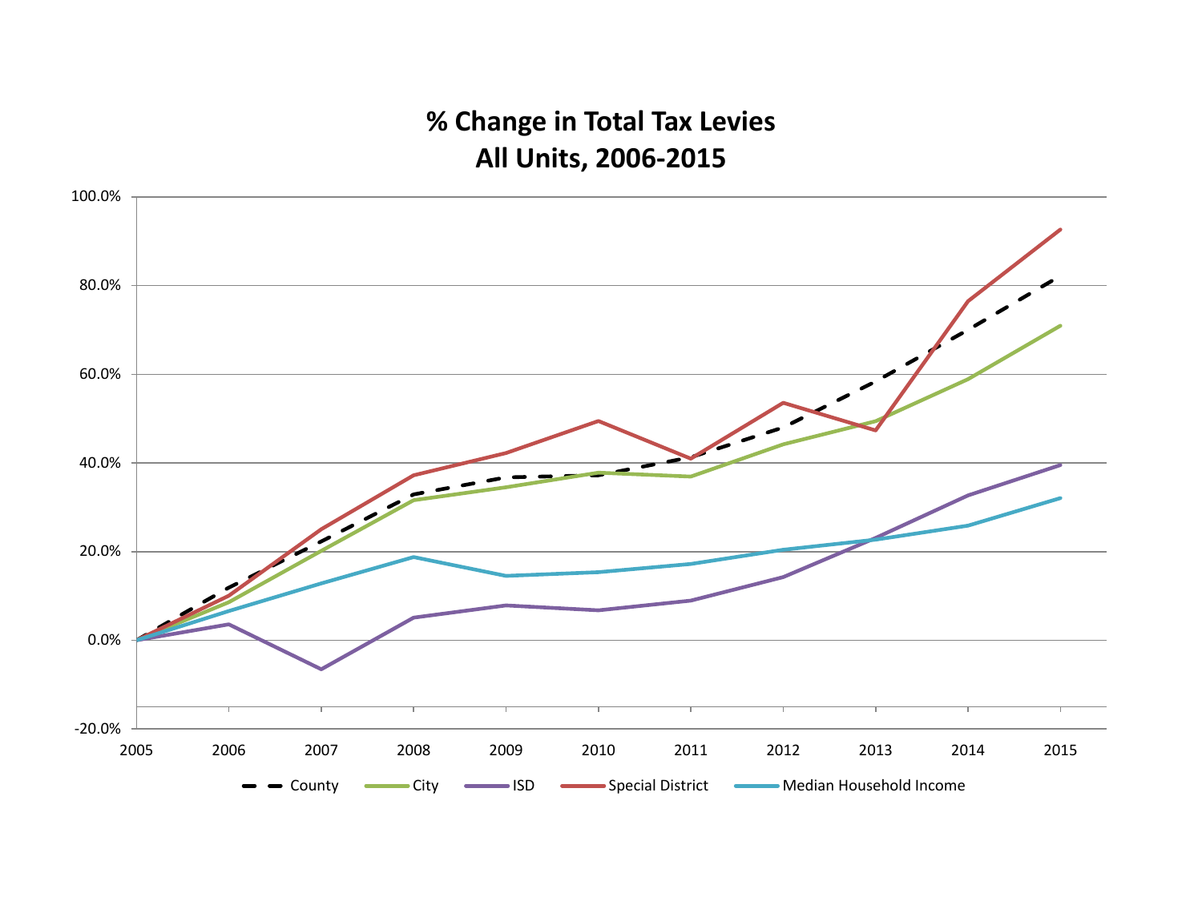# % Change in Total Tax Levies
## All Units, 2006-2015

100.0%
80.0%
60.0%
40.0%
20.0%
0.0%
-20.0%

2005 2006 2007 2008 2009 2010 2011 2012 2013 2014 2015

County — City — ISD — Special District — Median Household Income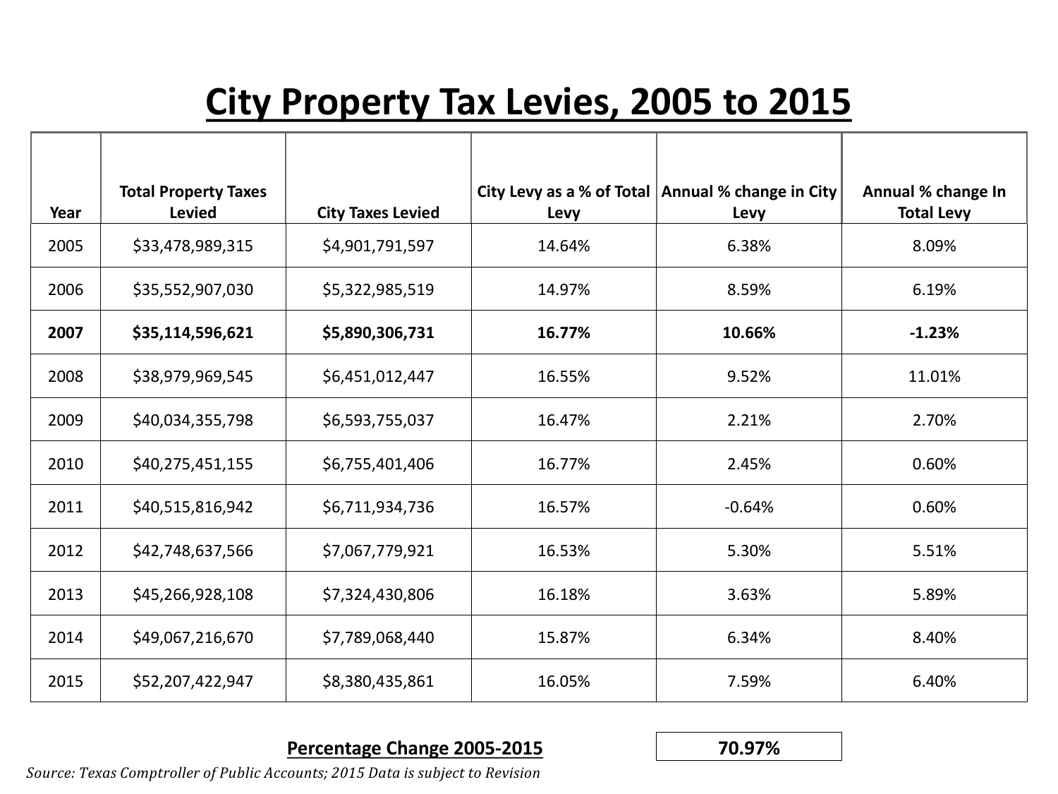# City Property Tax Levies, 2005 to 2015

| Year | Total Property Taxes Levied | City Taxes Levied | City Levy as a % of Total Levy | Annual % change in City Levy | Annual % change In Total Levy |
|---|---|---|---|---|---|
| 2005 | $33,478,989,315 | $4,901,791,597 | 14.64% | 6.38% | 8.09% |
| 2006 | $35,552,907,030 | $5,322,985,519 | 14.97% | 8.59% | 6.19% |
| **2007** | **$35,114,596,621** | **$5,890,306,731** | **16.77%** | **10.66%** | **-1.23%** |
| 2008 | $38,979,969,545 | $6,451,012,447 | 16.55% | 9.52% | 11.01% |
| 2009 | $40,034,355,798 | $6,593,755,037 | 16.47% | 2.21% | 2.70% |
| 2010 | $40,275,451,155 | $6,755,401,406 | 16.77% | 2.45% | 0.60% |
| 2011 | $40,515,816,942 | $6,711,934,736 | 16.57% | -0.64% | 0.60% |
| 2012 | $42,748,637,566 | $7,067,779,921 | 16.53% | 5.30% | 5.51% |
| 2013 | $45,266,928,108 | $7,324,430,806 | 16.18% | 3.63% | 5.89% |
| 2014 | $49,067,216,670 | $7,789,068,440 | 15.87% | 6.34% | 8.40% |
| 2015 | $52,207,422,947 | $8,380,435,861 | 16.05% | 7.59% | 6.40% |

**Percentage Change 2005-2015** | **70.97%**

*Source: Texas Comptroller of Public Accounts; 2015 Data is subject to Revision*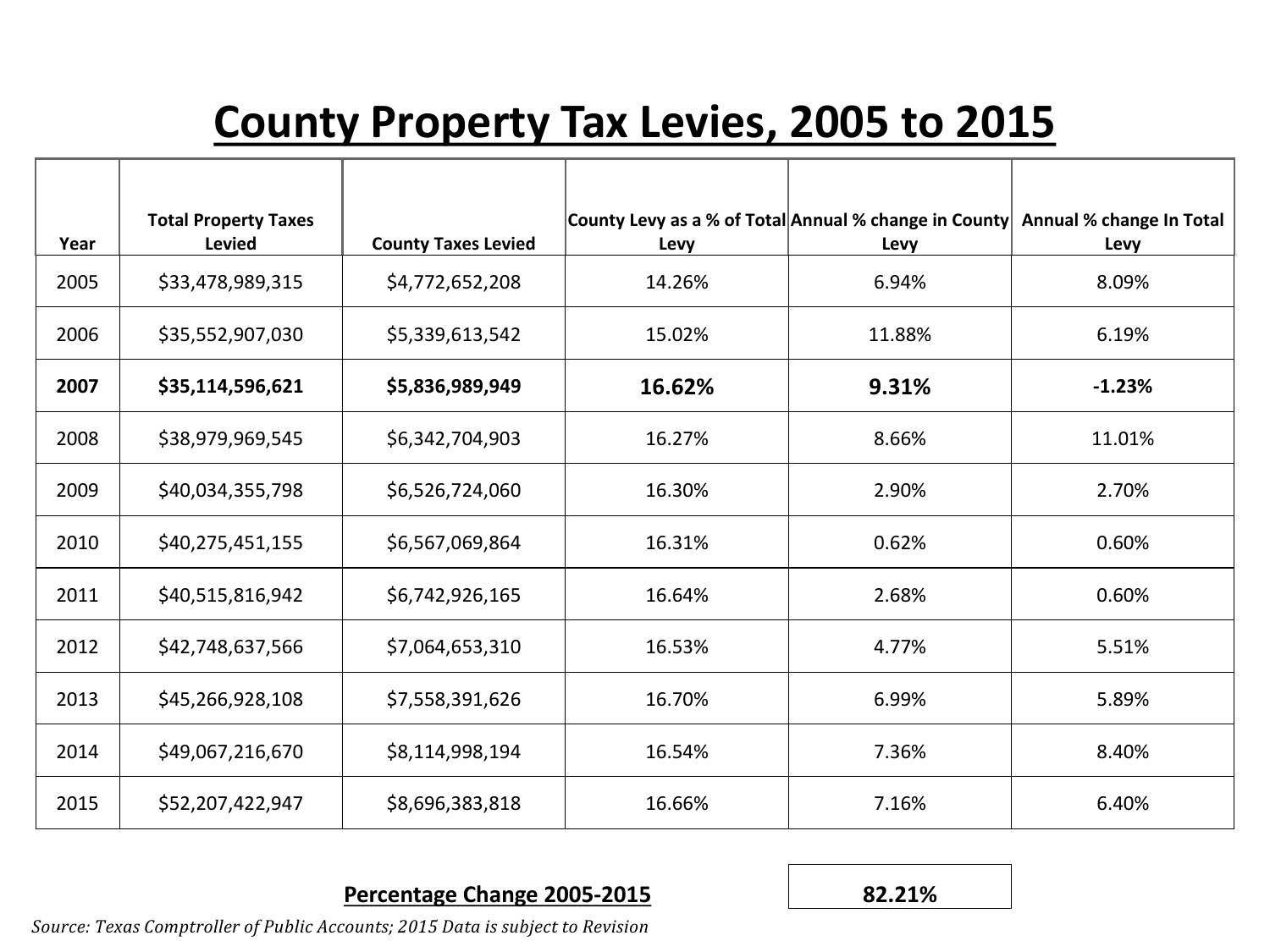# County Property Tax Levies, 2005 to 2015

| Year | Total Property Taxes Levied | County Taxes Levied | County Levy as a % of Total Levy | Annual % change in County Levy | Annual % change In Total Levy |
|---|---|---|---|---|---|
| 2005 | $33,478,989,315 | $4,772,652,208 | 14.26% | 6.94% | 8.09% |
| 2006 | $35,552,907,030 | $5,339,613,542 | 15.02% | 11.88% | 6.19% |
| **2007** | **$35,114,596,621** | **$5,836,989,949** | **16.62%** | **9.31%** | **-1.23%** |
| 2008 | $38,979,969,545 | $6,342,704,903 | 16.27% | 8.66% | 11.01% |
| 2009 | $40,034,355,798 | $6,526,724,060 | 16.30% | 2.90% | 2.70% |
| 2010 | $40,275,451,155 | $6,567,069,864 | 16.31% | 0.62% | 0.60% |
| 2011 | $40,515,816,942 | $6,742,926,165 | 16.64% | 2.68% | 0.60% |
| 2012 | $42,748,637,566 | $7,064,653,310 | 16.53% | 4.77% | 5.51% |
| 2013 | $45,266,928,108 | $7,558,391,626 | 16.70% | 6.99% | 5.89% |
| 2014 | $49,067,216,670 | $8,114,998,194 | 16.54% | 7.36% | 8.40% |
| 2015 | $52,207,422,947 | $8,696,383,818 | 16.66% | 7.16% | 6.40% |

**Percentage Change 2005-2015** **82.21%**

*Source: Texas Comptroller of Public Accounts; 2015 Data is subject to Revision*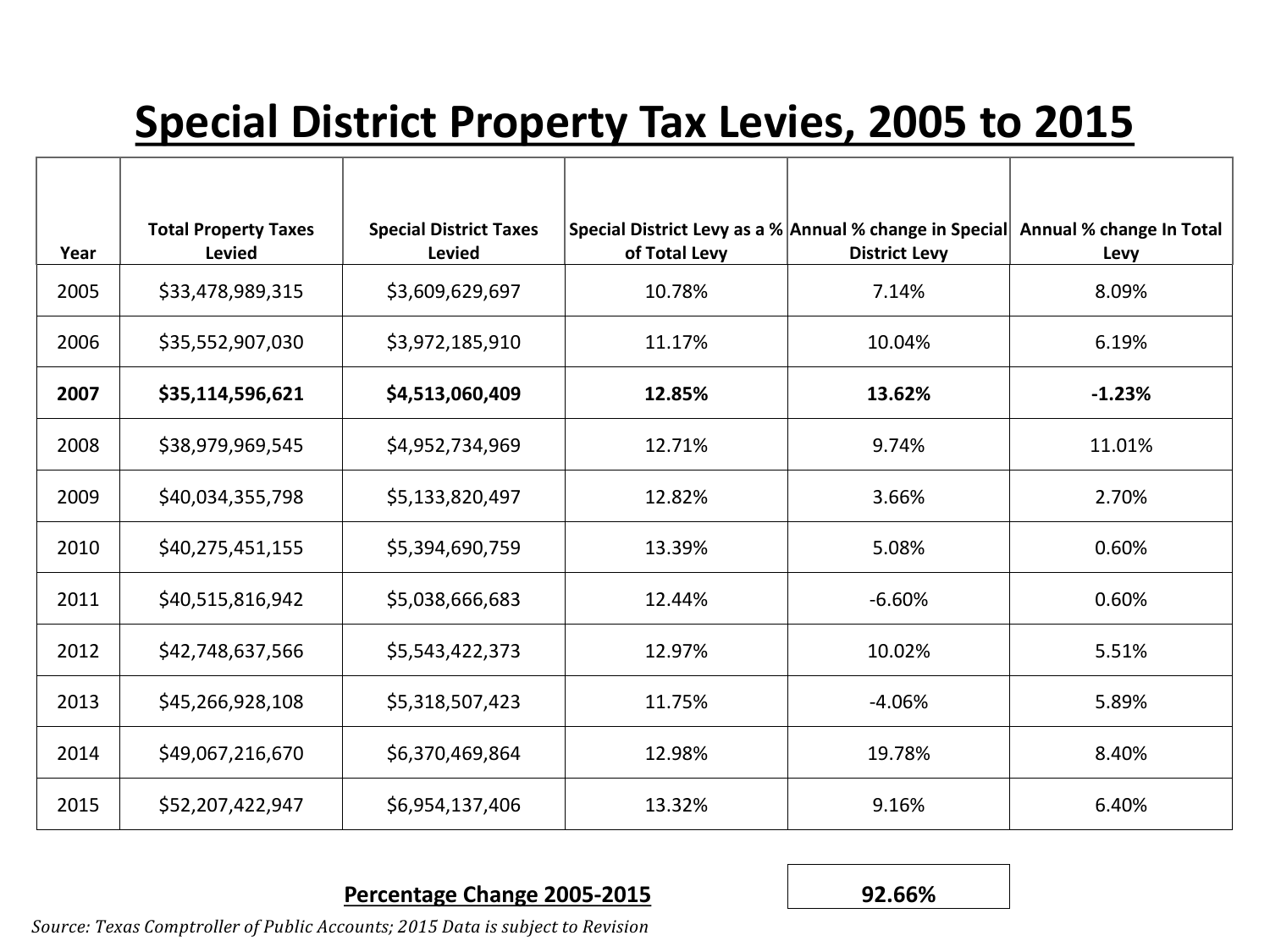# Special District Property Tax Levies, 2005 to 2015

| Year | Total Property Taxes Levied | Special District Taxes Levied | Special District Levy as a % of Total Levy | Annual % change in Special District Levy | Annual % change In Total Levy |
|---|---|---|---|---|---|
| 2005 | $33,478,989,315 | $3,609,629,697 | 10.78% | 7.14% | 8.09% |
| 2006 | $35,552,907,030 | $3,972,185,910 | 11.17% | 10.04% | 6.19% |
| **2007** | **$35,114,596,621** | **$4,513,060,409** | **12.85%** | **13.62%** | **-1.23%** |
| 2008 | $38,979,969,545 | $4,952,734,969 | 12.71% | 9.74% | 11.01% |
| 2009 | $40,034,355,798 | $5,133,820,497 | 12.82% | 3.66% | 2.70% |
| 2010 | $40,275,451,155 | $5,394,690,759 | 13.39% | 5.08% | 0.60% |
| 2011 | $40,515,816,942 | $5,038,666,683 | 12.44% | -6.60% | 0.60% |
| 2012 | $42,748,637,566 | $5,543,422,373 | 12.97% | 10.02% | 5.51% |
| 2013 | $45,266,928,108 | $5,318,507,423 | 11.75% | -4.06% | 5.89% |
| 2014 | $49,067,216,670 | $6,370,469,864 | 12.98% | 19.78% | 8.40% |
| 2015 | $52,207,422,947 | $6,954,137,406 | 13.32% | 9.16% | 6.40% |

**Percentage Change 2005-2015** | **92.66%**

*Source: Texas Comptroller of Public Accounts; 2015 Data is subject to Revision*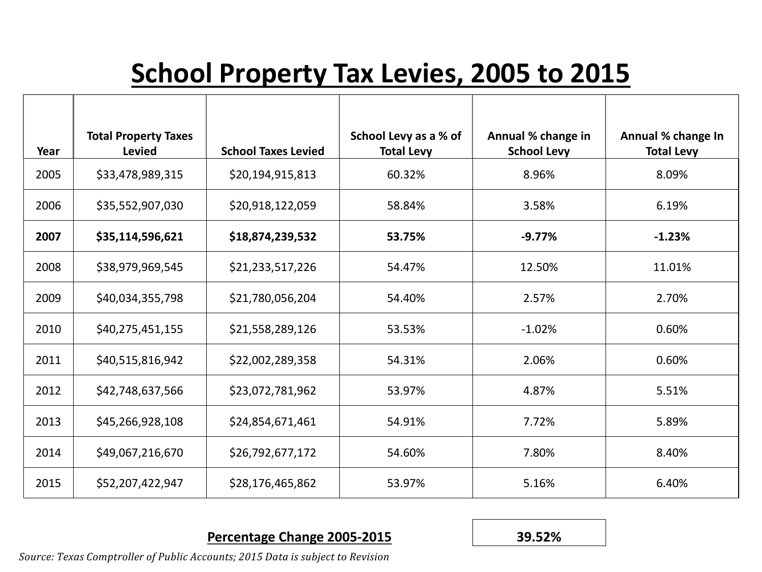# School Property Tax Levies, 2005 to 2015

| Year | Total Property Taxes Levied | School Taxes Levied | School Levy as a % of Total Levy | Annual % change in School Levy | Annual % change In Total Levy |
|---|---|---|---|---|---|
| 2005 | $33,478,989,315 | $20,194,915,813 | 60.32% | 8.96% | 8.09% |
| 2006 | $35,552,907,030 | $20,918,122,059 | 58.84% | 3.58% | 6.19% |
| **2007** | **$35,114,596,621** | **$18,874,239,532** | **53.75%** | **-9.77%** | **-1.23%** |
| 2008 | $38,979,969,545 | $21,233,517,226 | 54.47% | 12.50% | 11.01% |
| 2009 | $40,034,355,798 | $21,780,056,204 | 54.40% | 2.57% | 2.70% |
| 2010 | $40,275,451,155 | $21,558,289,126 | 53.53% | -1.02% | 0.60% |
| 2011 | $40,515,816,942 | $22,002,289,358 | 54.31% | 2.06% | 0.60% |
| 2012 | $42,748,637,566 | $23,072,781,962 | 53.97% | 4.87% | 5.51% |
| 2013 | $45,266,928,108 | $24,854,671,461 | 54.91% | 7.72% | 5.89% |
| 2014 | $49,067,216,670 | $26,792,677,172 | 54.60% | 7.80% | 8.40% |
| 2015 | $52,207,422,947 | $28,176,465,862 | 53.97% | 5.16% | 6.40% |

**Percentage Change 2005-2015** **39.52%**

*Source: Texas Comptroller of Public Accounts; 2015 Data is subject to Revision*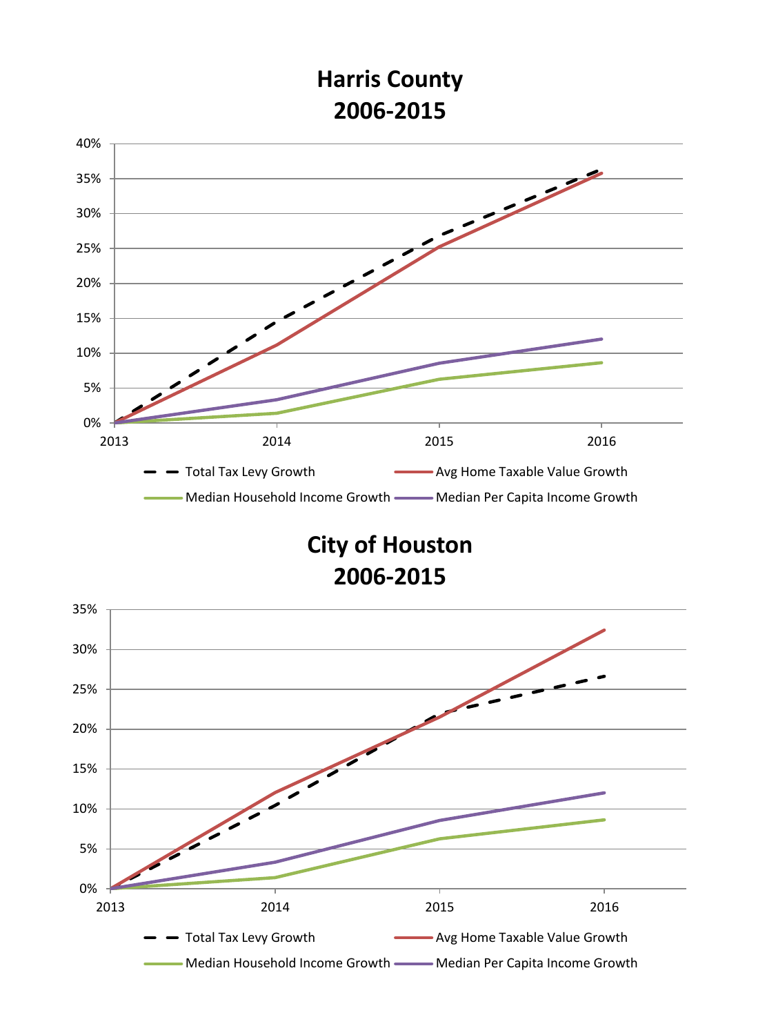## Harris County
## 2006-2015

40%
35%
30%
25%
20%
15%
10%
5%
0%

2013 2014 2015 2016

Total Tax Levy Growth — Avg Home Taxable Value Growth — Median Household Income Growth — Median Per Capita Income Growth

## City of Houston
## 2006-2015

35%
30%
25%
20%
15%
10%
5%
0%

2013 2014 2015 2016

Total Tax Levy Growth — Avg Home Taxable Value Growth — Median Household Income Growth — Median Per Capita Income Growth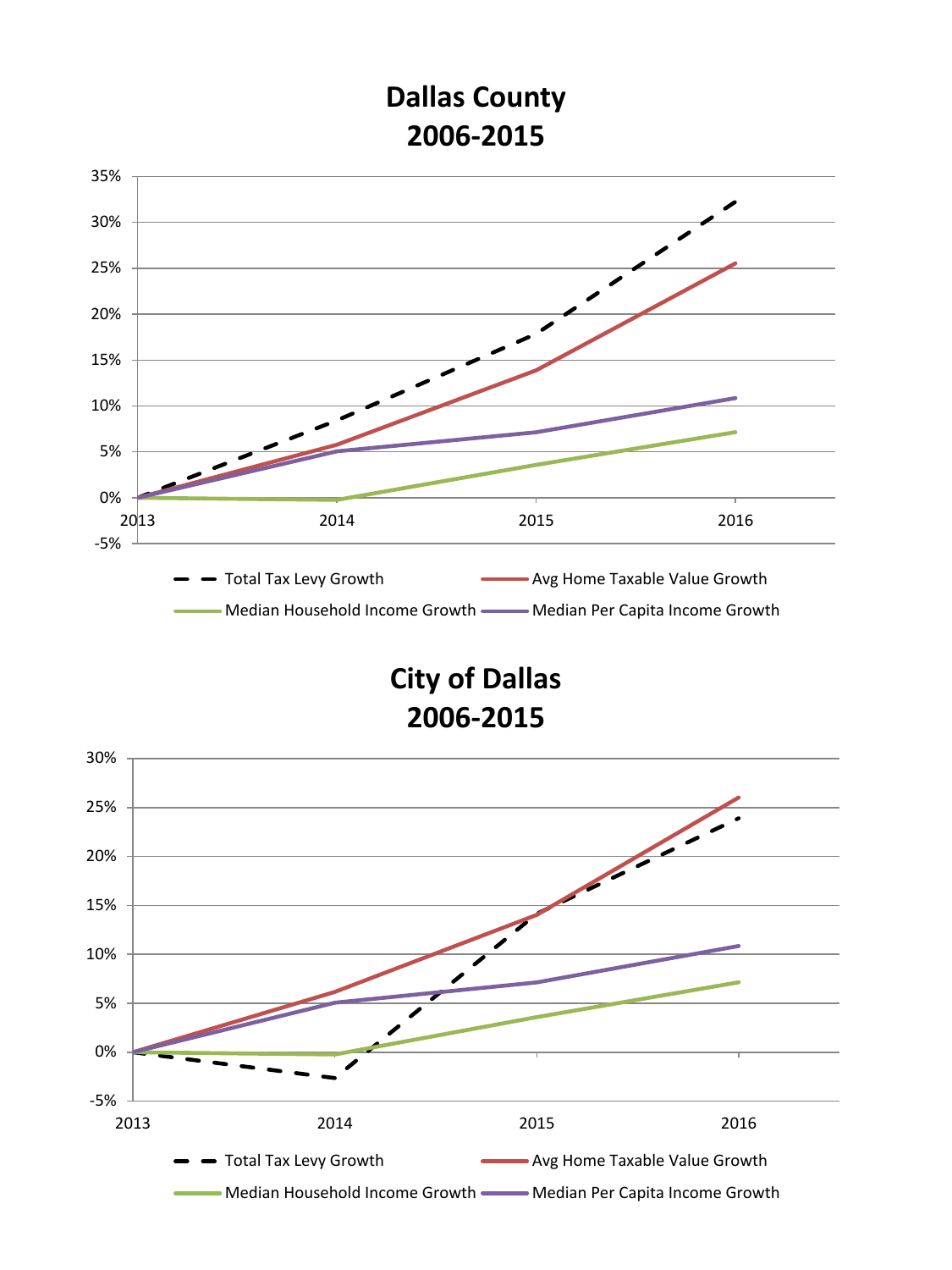## Dallas County
## 2006-2015

35%
30%
25%
20%
15%
10%
5%
0%
-5%

2013 2014 2015 2016

Total Tax Levy Growth
Avg Home Taxable Value Growth
Median Household Income Growth
Median Per Capita Income Growth

## City of Dallas
## 2006-2015

30%
25%
20%
15%
10%
5%
0%
-5%

2013 2014 2015 2016

Total Tax Levy Growth
Avg Home Taxable Value Growth
Median Household Income Growth
Median Per Capita Income Growth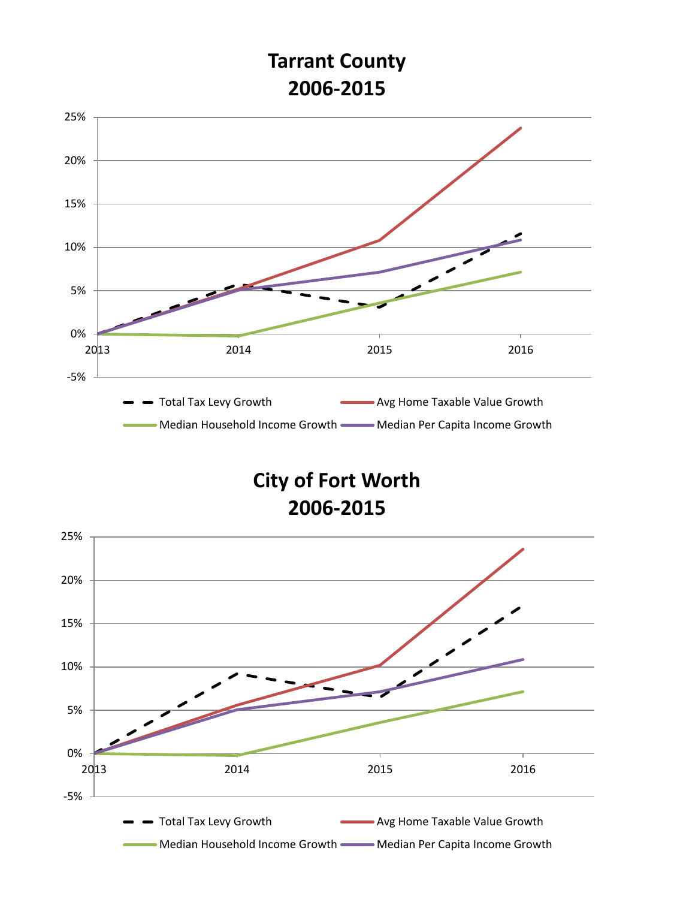# Tarrant County
# 2006-2015

25%
20%
15%
10%
5%
0%
-5%

2013 2014 2015 2016

Total Tax Levy Growth
Avg Home Taxable Value Growth
Median Household Income Growth
Median Per Capita Income Growth

# City of Fort Worth
# 2006-2015

25%
20%
15%
10%
5%
0%
-5%

2013 2014 2015 2016

Total Tax Levy Growth
Avg Home Taxable Value Growth
Median Household Income Growth
Median Per Capita Income Growth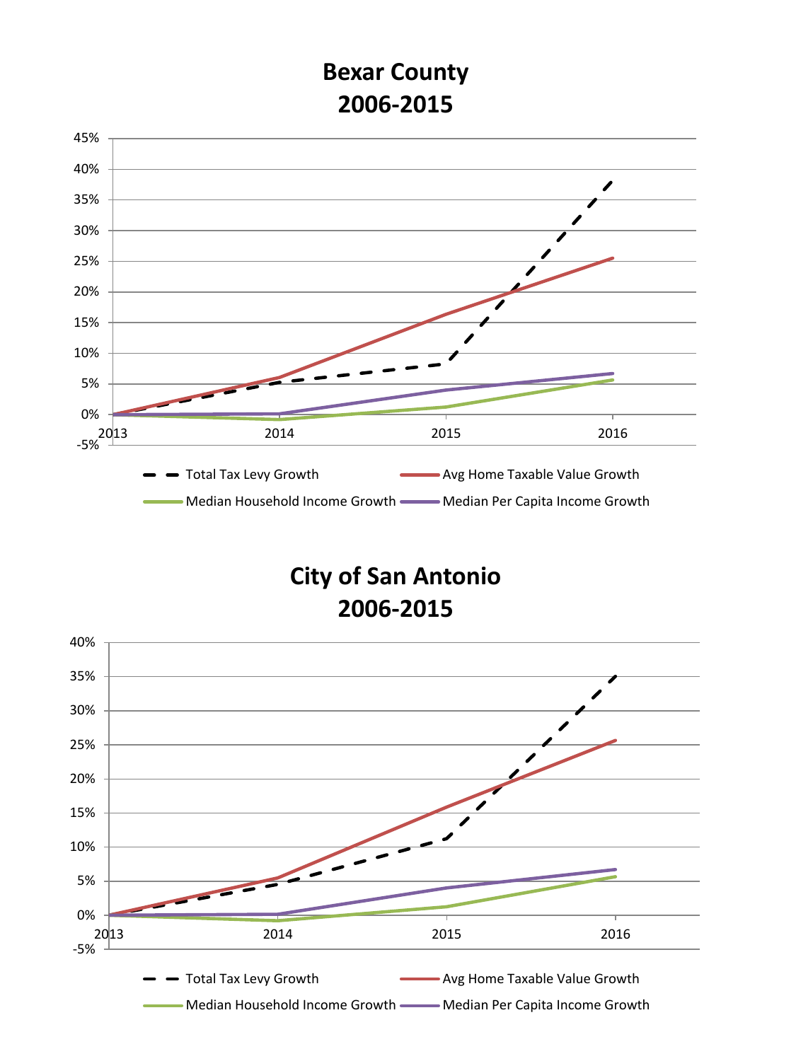## Bexar County
## 2006-2015

45%
40%
35%
30%
25%
20%
15%
10%
5%
0%
-5%

2013 2014 2015 2016

Total Tax Levy Growth
Avg Home Taxable Value Growth
Median Household Income Growth
Median Per Capita Income Growth

## City of San Antonio
## 2006-2015

40%
35%
30%
25%
20%
15%
10%
5%
0%
-5%

2013 2014 2015 2016

Total Tax Levy Growth
Avg Home Taxable Value Growth
Median Household Income Growth
Median Per Capita Income Growth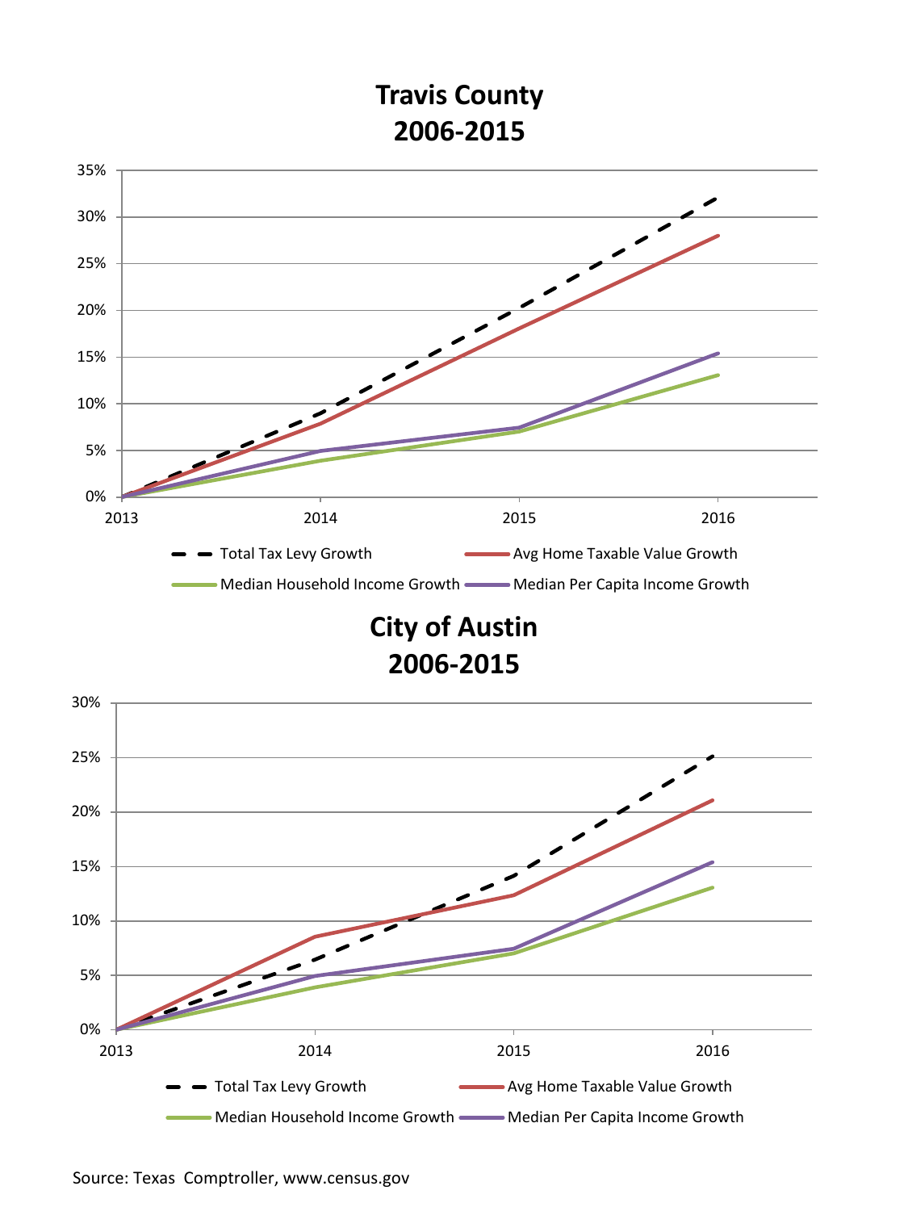# Travis County
# 2006-2015

35%
30%
25%
20%
15%
10%
5%
0%

2013
2014
2015
2016

Total Tax Levy Growth
Avg Home Taxable Value Growth
Median Household Income Growth
Median Per Capita Income Growth

# City of Austin
# 2006-2015

30%
25%
20%
15%
10%
5%
0%

2013
2014
2015
2016

Total Tax Levy Growth
Avg Home Taxable Value Growth
Median Household Income Growth
Median Per Capita Income Growth

Source: Texas Comptroller, www.census.gov